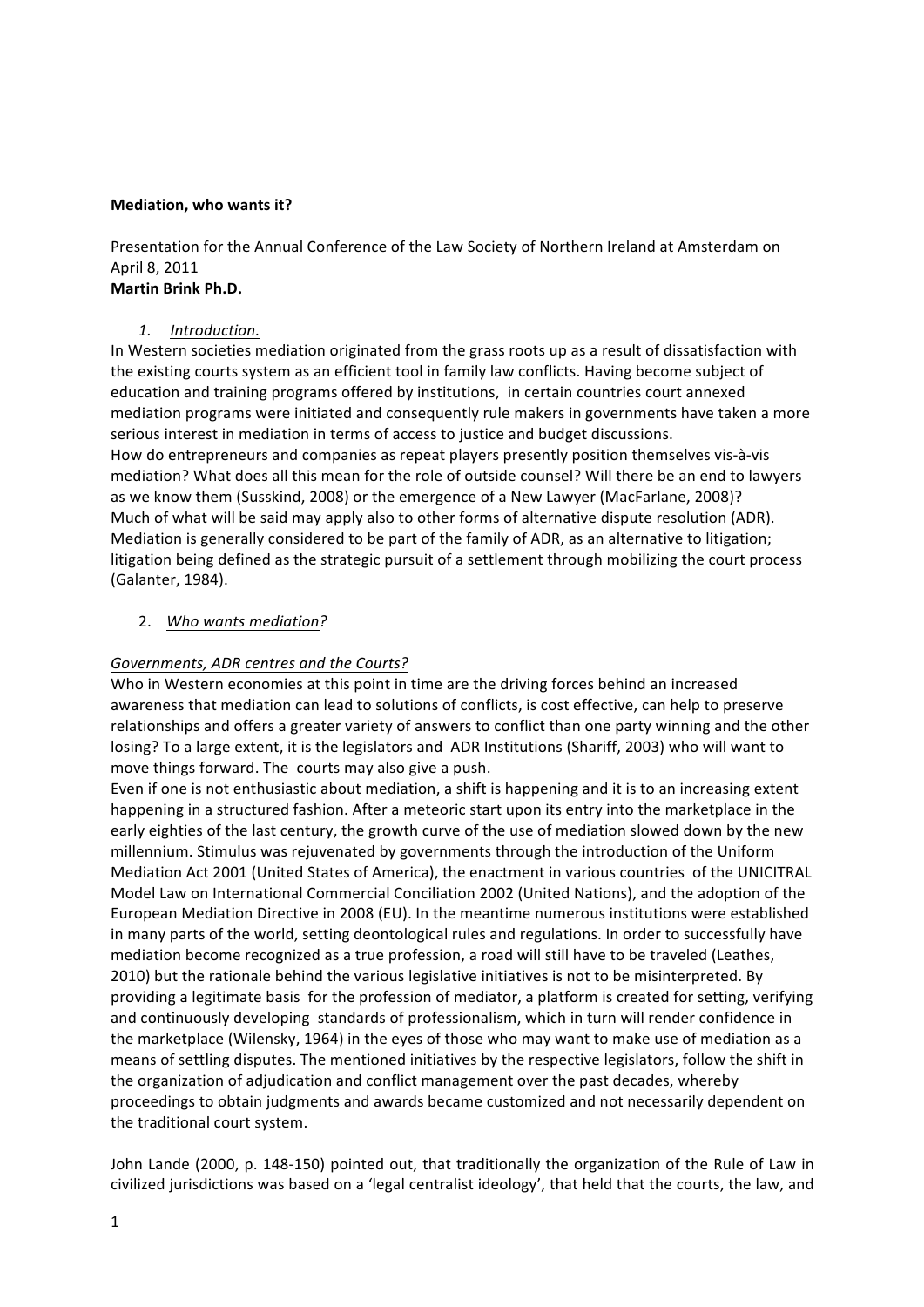**Mediation, who wants it?**

Presentation for the Annual Conference of the Law Society of Northern Ireland at Amsterdam on April 8, 2011
**Martin Brink Ph.D.**

1. *Introduction.*

In Western societies mediation originated from the grass roots up as a result of dissatisfaction with the existing courts system as an efficient tool in family law conflicts. Having become subject of education and training programs offered by institutions, in certain countries court annexed mediation programs were initiated and consequently rule makers in governments have taken a more serious interest in mediation in terms of access to justice and budget discussions.
How do entrepreneurs and companies as repeat players presently position themselves vis-à-vis mediation? What does all this mean for the role of outside counsel? Will there be an end to lawyers as we know them (Susskind, 2008) or the emergence of a New Lawyer (MacFarlane, 2008)?
Much of what will be said may apply also to other forms of alternative dispute resolution (ADR). Mediation is generally considered to be part of the family of ADR, as an alternative to litigation; litigation being defined as the strategic pursuit of a settlement through mobilizing the court process (Galanter, 1984).

2. *Who wants mediation?*

*Governments, ADR centres and the Courts?*

Who in Western economies at this point in time are the driving forces behind an increased awareness that mediation can lead to solutions of conflicts, is cost effective, can help to preserve relationships and offers a greater variety of answers to conflict than one party winning and the other losing? To a large extent, it is the legislators and ADR Institutions (Shariff, 2003) who will want to move things forward. The courts may also give a push.
Even if one is not enthusiastic about mediation, a shift is happening and it is to an increasing extent happening in a structured fashion. After a meteoric start upon its entry into the marketplace in the early eighties of the last century, the growth curve of the use of mediation slowed down by the new millennium. Stimulus was rejuvenated by governments through the introduction of the Uniform Mediation Act 2001 (United States of America), the enactment in various countries of the UNICITRAL Model Law on International Commercial Conciliation 2002 (United Nations), and the adoption of the European Mediation Directive in 2008 (EU). In the meantime numerous institutions were established in many parts of the world, setting deontological rules and regulations. In order to successfully have mediation become recognized as a true profession, a road will still have to be traveled (Leathes, 2010) but the rationale behind the various legislative initiatives is not to be misinterpreted. By providing a legitimate basis for the profession of mediator, a platform is created for setting, verifying and continuously developing standards of professionalism, which in turn will render confidence in the marketplace (Wilensky, 1964) in the eyes of those who may want to make use of mediation as a means of settling disputes. The mentioned initiatives by the respective legislators, follow the shift in the organization of adjudication and conflict management over the past decades, whereby proceedings to obtain judgments and awards became customized and not necessarily dependent on the traditional court system.

John Lande (2000, p. 148-150) pointed out, that traditionally the organization of the Rule of Law in civilized jurisdictions was based on a 'legal centralist ideology', that held that the courts, the law, and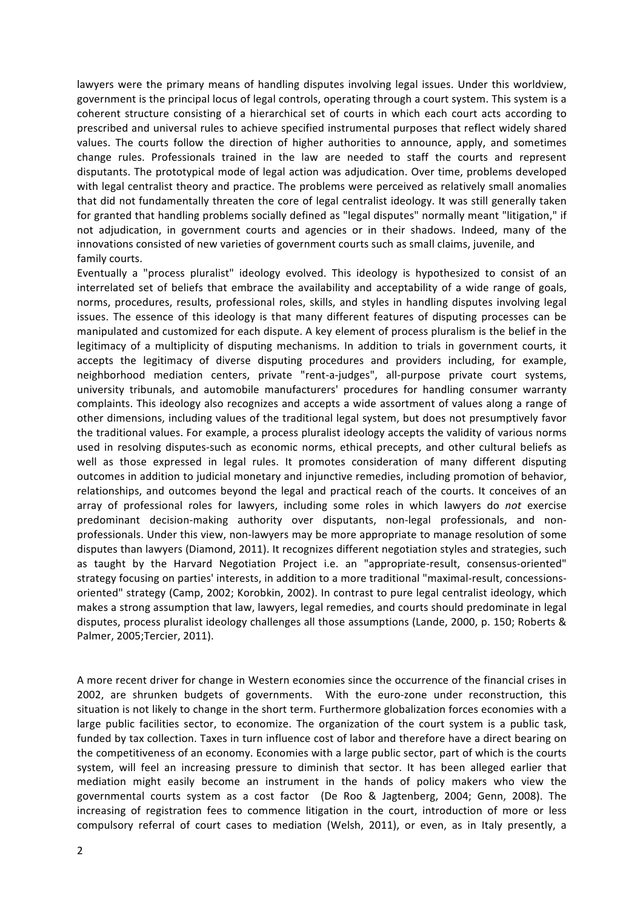lawyers were the primary means of handling disputes involving legal issues. Under this worldview, government is the principal locus of legal controls, operating through a court system. This system is a coherent structure consisting of a hierarchical set of courts in which each court acts according to prescribed and universal rules to achieve specified instrumental purposes that reflect widely shared values. The courts follow the direction of higher authorities to announce, apply, and sometimes change rules. Professionals trained in the law are needed to staff the courts and represent disputants. The prototypical mode of legal action was adjudication. Over time, problems developed with legal centralist theory and practice. The problems were perceived as relatively small anomalies that did not fundamentally threaten the core of legal centralist ideology. It was still generally taken for granted that handling problems socially defined as "legal disputes" normally meant "litigation," if not adjudication, in government courts and agencies or in their shadows. Indeed, many of the innovations consisted of new varieties of government courts such as small claims, juvenile, and family courts.

Eventually a "process pluralist" ideology evolved. This ideology is hypothesized to consist of an interrelated set of beliefs that embrace the availability and acceptability of a wide range of goals, norms, procedures, results, professional roles, skills, and styles in handling disputes involving legal issues. The essence of this ideology is that many different features of disputing processes can be manipulated and customized for each dispute. A key element of process pluralism is the belief in the legitimacy of a multiplicity of disputing mechanisms. In addition to trials in government courts, it accepts the legitimacy of diverse disputing procedures and providers including, for example, neighborhood mediation centers, private "rent-a-judges", all-purpose private court systems, university tribunals, and automobile manufacturers' procedures for handling consumer warranty complaints. This ideology also recognizes and accepts a wide assortment of values along a range of other dimensions, including values of the traditional legal system, but does not presumptively favor the traditional values. For example, a process pluralist ideology accepts the validity of various norms used in resolving disputes-such as economic norms, ethical precepts, and other cultural beliefs as well as those expressed in legal rules. It promotes consideration of many different disputing outcomes in addition to judicial monetary and injunctive remedies, including promotion of behavior, relationships, and outcomes beyond the legal and practical reach of the courts. It conceives of an array of professional roles for lawyers, including some roles in which lawyers do *not* exercise predominant decision-making authority over disputants, non-legal professionals, and non-professionals. Under this view, non-lawyers may be more appropriate to manage resolution of some disputes than lawyers (Diamond, 2011). It recognizes different negotiation styles and strategies, such as taught by the Harvard Negotiation Project i.e. an "appropriate-result, consensus-oriented" strategy focusing on parties' interests, in addition to a more traditional "maximal-result, concessions-oriented" strategy (Camp, 2002; Korobkin, 2002). In contrast to pure legal centralist ideology, which makes a strong assumption that law, lawyers, legal remedies, and courts should predominate in legal disputes, process pluralist ideology challenges all those assumptions (Lande, 2000, p. 150; Roberts & Palmer, 2005;Tercier, 2011).

A more recent driver for change in Western economies since the occurrence of the financial crises in 2002, are shrunken budgets of governments. With the euro-zone under reconstruction, this situation is not likely to change in the short term. Furthermore globalization forces economies with a large public facilities sector, to economize. The organization of the court system is a public task, funded by tax collection. Taxes in turn influence cost of labor and therefore have a direct bearing on the competitiveness of an economy. Economies with a large public sector, part of which is the courts system, will feel an increasing pressure to diminish that sector. It has been alleged earlier that mediation might easily become an instrument in the hands of policy makers who view the governmental courts system as a cost factor (De Roo & Jagtenberg, 2004; Genn, 2008). The increasing of registration fees to commence litigation in the court, introduction of more or less compulsory referral of court cases to mediation (Welsh, 2011), or even, as in Italy presently, a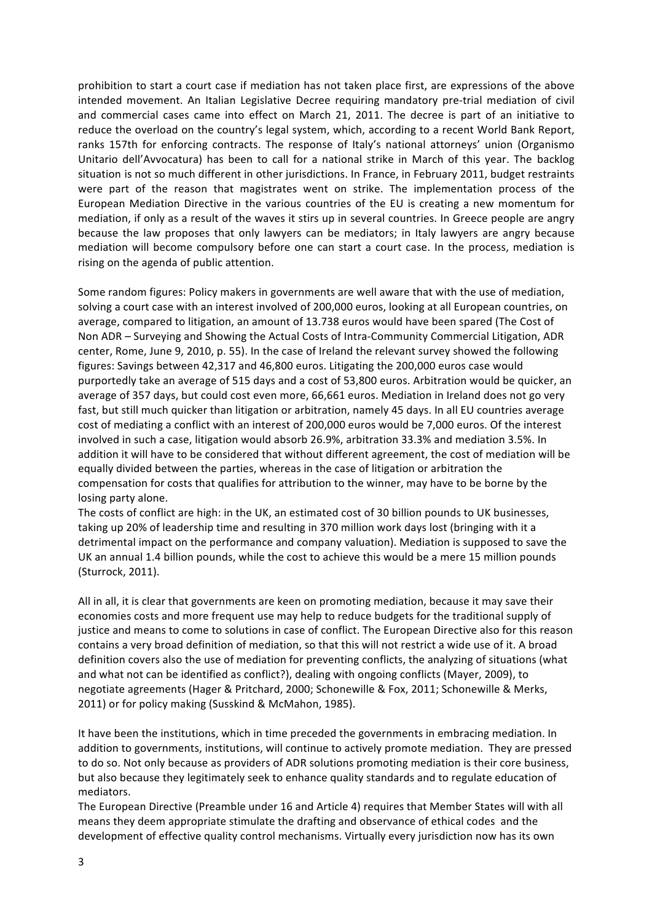prohibition to start a court case if mediation has not taken place first, are expressions of the above intended movement. An Italian Legislative Decree requiring mandatory pre-trial mediation of civil and commercial cases came into effect on March 21, 2011. The decree is part of an initiative to reduce the overload on the country's legal system, which, according to a recent World Bank Report, ranks 157th for enforcing contracts. The response of Italy's national attorneys' union (Organismo Unitario dell'Avvocatura) has been to call for a national strike in March of this year. The backlog situation is not so much different in other jurisdictions. In France, in February 2011, budget restraints were part of the reason that magistrates went on strike. The implementation process of the European Mediation Directive in the various countries of the EU is creating a new momentum for mediation, if only as a result of the waves it stirs up in several countries. In Greece people are angry because the law proposes that only lawyers can be mediators; in Italy lawyers are angry because mediation will become compulsory before one can start a court case. In the process, mediation is rising on the agenda of public attention.

Some random figures: Policy makers in governments are well aware that with the use of mediation, solving a court case with an interest involved of 200,000 euros, looking at all European countries, on average, compared to litigation, an amount of 13.738 euros would have been spared (The Cost of Non ADR – Surveying and Showing the Actual Costs of Intra-Community Commercial Litigation, ADR center, Rome, June 9, 2010, p. 55). In the case of Ireland the relevant survey showed the following figures: Savings between 42,317 and 46,800 euros. Litigating the 200,000 euros case would purportedly take an average of 515 days and a cost of 53,800 euros. Arbitration would be quicker, an average of 357 days, but could cost even more, 66,661 euros. Mediation in Ireland does not go very fast, but still much quicker than litigation or arbitration, namely 45 days. In all EU countries average cost of mediating a conflict with an interest of 200,000 euros would be 7,000 euros. Of the interest involved in such a case, litigation would absorb 26.9%, arbitration 33.3% and mediation 3.5%. In addition it will have to be considered that without different agreement, the cost of mediation will be equally divided between the parties, whereas in the case of litigation or arbitration the compensation for costs that qualifies for attribution to the winner, may have to be borne by the losing party alone.

The costs of conflict are high: in the UK, an estimated cost of 30 billion pounds to UK businesses, taking up 20% of leadership time and resulting in 370 million work days lost (bringing with it a detrimental impact on the performance and company valuation). Mediation is supposed to save the UK an annual 1.4 billion pounds, while the cost to achieve this would be a mere 15 million pounds (Sturrock, 2011).

All in all, it is clear that governments are keen on promoting mediation, because it may save their economies costs and more frequent use may help to reduce budgets for the traditional supply of justice and means to come to solutions in case of conflict. The European Directive also for this reason contains a very broad definition of mediation, so that this will not restrict a wide use of it. A broad definition covers also the use of mediation for preventing conflicts, the analyzing of situations (what and what not can be identified as conflict?), dealing with ongoing conflicts (Mayer, 2009), to negotiate agreements (Hager & Pritchard, 2000; Schonewille & Fox, 2011; Schonewille & Merks, 2011) or for policy making (Susskind & McMahon, 1985).

It have been the institutions, which in time preceded the governments in embracing mediation. In addition to governments, institutions, will continue to actively promote mediation. They are pressed to do so. Not only because as providers of ADR solutions promoting mediation is their core business, but also because they legitimately seek to enhance quality standards and to regulate education of mediators.

The European Directive (Preamble under 16 and Article 4) requires that Member States will with all means they deem appropriate stimulate the drafting and observance of ethical codes and the development of effective quality control mechanisms. Virtually every jurisdiction now has its own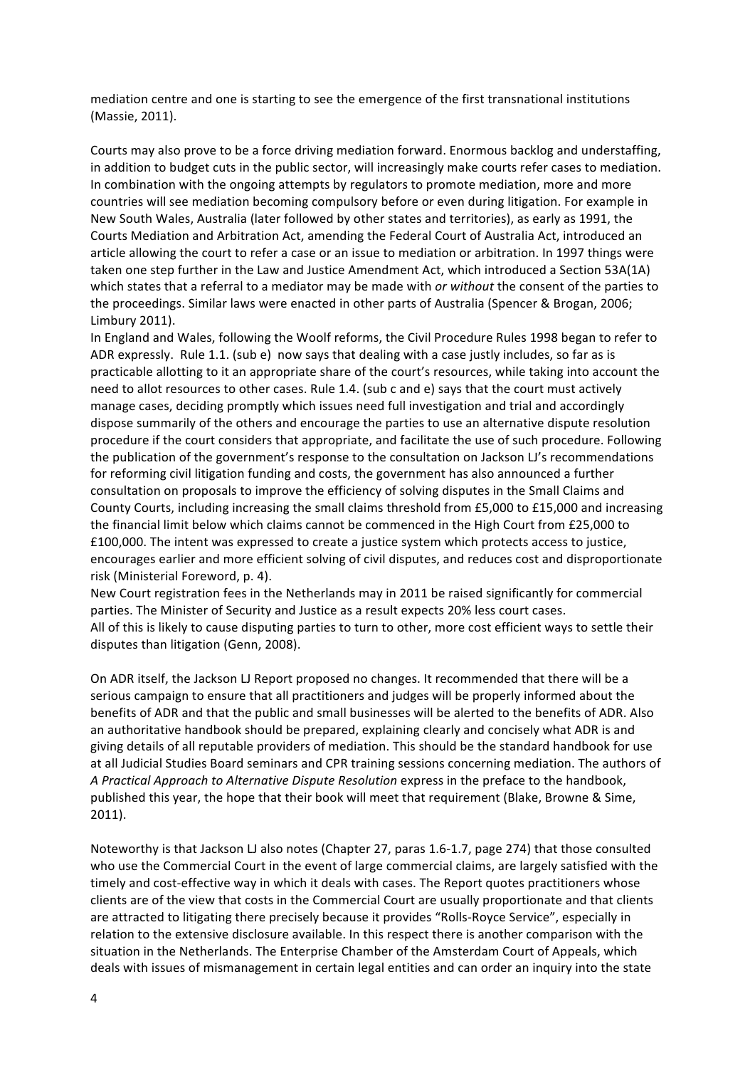mediation centre and one is starting to see the emergence of the first transnational institutions (Massie, 2011).

Courts may also prove to be a force driving mediation forward. Enormous backlog and understaffing, in addition to budget cuts in the public sector, will increasingly make courts refer cases to mediation. In combination with the ongoing attempts by regulators to promote mediation, more and more countries will see mediation becoming compulsory before or even during litigation. For example in New South Wales, Australia (later followed by other states and territories), as early as 1991, the Courts Mediation and Arbitration Act, amending the Federal Court of Australia Act, introduced an article allowing the court to refer a case or an issue to mediation or arbitration. In 1997 things were taken one step further in the Law and Justice Amendment Act, which introduced a Section 53A(1A) which states that a referral to a mediator may be made with *or without* the consent of the parties to the proceedings. Similar laws were enacted in other parts of Australia (Spencer & Brogan, 2006; Limbury 2011).

In England and Wales, following the Woolf reforms, the Civil Procedure Rules 1998 began to refer to ADR expressly. Rule 1.1. (sub e) now says that dealing with a case justly includes, so far as is practicable allotting to it an appropriate share of the court's resources, while taking into account the need to allot resources to other cases. Rule 1.4. (sub c and e) says that the court must actively manage cases, deciding promptly which issues need full investigation and trial and accordingly dispose summarily of the others and encourage the parties to use an alternative dispute resolution procedure if the court considers that appropriate, and facilitate the use of such procedure. Following the publication of the government's response to the consultation on Jackson LJ's recommendations for reforming civil litigation funding and costs, the government has also announced a further consultation on proposals to improve the efficiency of solving disputes in the Small Claims and County Courts, including increasing the small claims threshold from £5,000 to £15,000 and increasing the financial limit below which claims cannot be commenced in the High Court from £25,000 to £100,000. The intent was expressed to create a justice system which protects access to justice, encourages earlier and more efficient solving of civil disputes, and reduces cost and disproportionate risk (Ministerial Foreword, p. 4).

New Court registration fees in the Netherlands may in 2011 be raised significantly for commercial parties. The Minister of Security and Justice as a result expects 20% less court cases.

All of this is likely to cause disputing parties to turn to other, more cost efficient ways to settle their disputes than litigation (Genn, 2008).

On ADR itself, the Jackson LJ Report proposed no changes. It recommended that there will be a serious campaign to ensure that all practitioners and judges will be properly informed about the benefits of ADR and that the public and small businesses will be alerted to the benefits of ADR. Also an authoritative handbook should be prepared, explaining clearly and concisely what ADR is and giving details of all reputable providers of mediation. This should be the standard handbook for use at all Judicial Studies Board seminars and CPR training sessions concerning mediation. The authors of *A Practical Approach to Alternative Dispute Resolution* express in the preface to the handbook, published this year, the hope that their book will meet that requirement (Blake, Browne & Sime, 2011).

Noteworthy is that Jackson LJ also notes (Chapter 27, paras 1.6-1.7, page 274) that those consulted who use the Commercial Court in the event of large commercial claims, are largely satisfied with the timely and cost-effective way in which it deals with cases. The Report quotes practitioners whose clients are of the view that costs in the Commercial Court are usually proportionate and that clients are attracted to litigating there precisely because it provides "Rolls-Royce Service", especially in relation to the extensive disclosure available. In this respect there is another comparison with the situation in the Netherlands. The Enterprise Chamber of the Amsterdam Court of Appeals, which deals with issues of mismanagement in certain legal entities and can order an inquiry into the state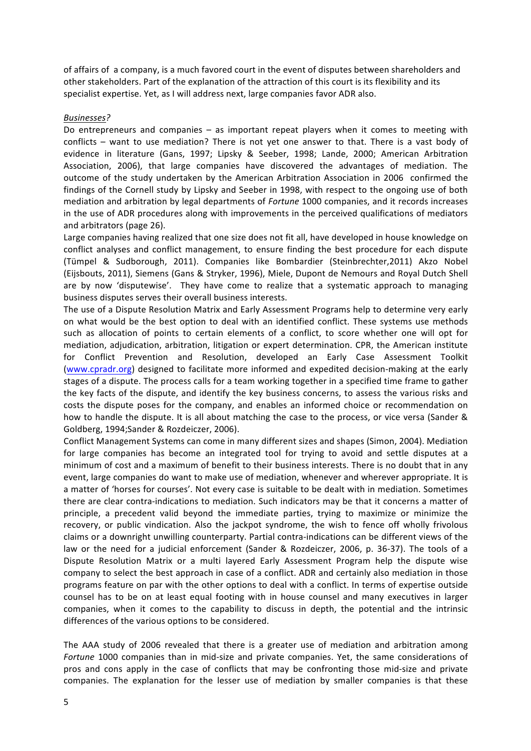of affairs of a company, is a much favored court in the event of disputes between shareholders and other stakeholders. Part of the explanation of the attraction of this court is its flexibility and its specialist expertise. Yet, as I will address next, large companies favor ADR also.

*Businesses?*

Do entrepreneurs and companies – as important repeat players when it comes to meeting with conflicts – want to use mediation? There is not yet one answer to that. There is a vast body of evidence in literature (Gans, 1997; Lipsky & Seeber, 1998; Lande, 2000; American Arbitration Association, 2006), that large companies have discovered the advantages of mediation. The outcome of the study undertaken by the American Arbitration Association in 2006 confirmed the findings of the Cornell study by Lipsky and Seeber in 1998, with respect to the ongoing use of both mediation and arbitration by legal departments of *Fortune* 1000 companies, and it records increases in the use of ADR procedures along with improvements in the perceived qualifications of mediators and arbitrators (page 26).

Large companies having realized that one size does not fit all, have developed in house knowledge on conflict analyses and conflict management, to ensure finding the best procedure for each dispute (Tümpel & Sudborough, 2011). Companies like Bombardier (Steinbrechter,2011) Akzo Nobel (Eijsbouts, 2011), Siemens (Gans & Stryker, 1996), Miele, Dupont de Nemours and Royal Dutch Shell are by now 'disputewise'. They have come to realize that a systematic approach to managing business disputes serves their overall business interests.

The use of a Dispute Resolution Matrix and Early Assessment Programs help to determine very early on what would be the best option to deal with an identified conflict. These systems use methods such as allocation of points to certain elements of a conflict, to score whether one will opt for mediation, adjudication, arbitration, litigation or expert determination. CPR, the American institute for Conflict Prevention and Resolution, developed an Early Case Assessment Toolkit (www.cpradr.org) designed to facilitate more informed and expedited decision-making at the early stages of a dispute. The process calls for a team working together in a specified time frame to gather the key facts of the dispute, and identify the key business concerns, to assess the various risks and costs the dispute poses for the company, and enables an informed choice or recommendation on how to handle the dispute. It is all about matching the case to the process, or vice versa (Sander & Goldberg, 1994;Sander & Rozdeiczer, 2006).

Conflict Management Systems can come in many different sizes and shapes (Simon, 2004). Mediation for large companies has become an integrated tool for trying to avoid and settle disputes at a minimum of cost and a maximum of benefit to their business interests. There is no doubt that in any event, large companies do want to make use of mediation, whenever and wherever appropriate. It is a matter of 'horses for courses'. Not every case is suitable to be dealt with in mediation. Sometimes there are clear contra-indications to mediation. Such indicators may be that it concerns a matter of principle, a precedent valid beyond the immediate parties, trying to maximize or minimize the recovery, or public vindication. Also the jackpot syndrome, the wish to fence off wholly frivolous claims or a downright unwilling counterparty. Partial contra-indications can be different views of the law or the need for a judicial enforcement (Sander & Rozdeiczer, 2006, p. 36-37). The tools of a Dispute Resolution Matrix or a multi layered Early Assessment Program help the dispute wise company to select the best approach in case of a conflict. ADR and certainly also mediation in those programs feature on par with the other options to deal with a conflict. In terms of expertise outside counsel has to be on at least equal footing with in house counsel and many executives in larger companies, when it comes to the capability to discuss in depth, the potential and the intrinsic differences of the various options to be considered.

The AAA study of 2006 revealed that there is a greater use of mediation and arbitration among *Fortune* 1000 companies than in mid-size and private companies. Yet, the same considerations of pros and cons apply in the case of conflicts that may be confronting those mid-size and private companies. The explanation for the lesser use of mediation by smaller companies is that these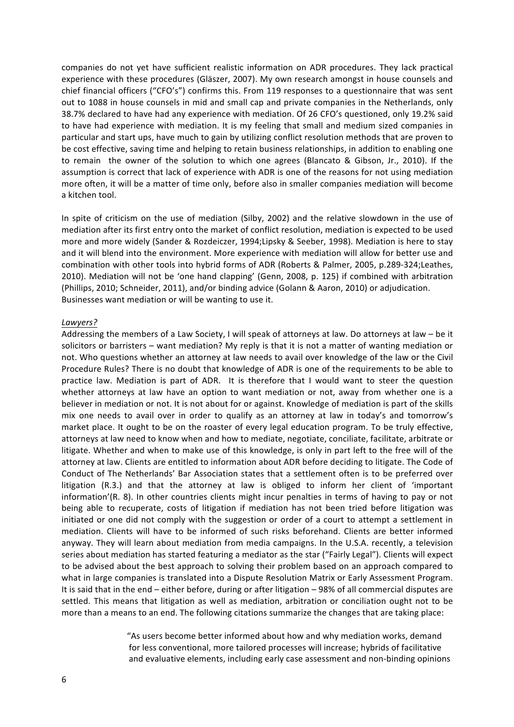companies do not yet have sufficient realistic information on ADR procedures. They lack practical experience with these procedures (Gläszer, 2007). My own research amongst in house counsels and chief financial officers ("CFO's") confirms this. From 119 responses to a questionnaire that was sent out to 1088 in house counsels in mid and small cap and private companies in the Netherlands, only 38.7% declared to have had any experience with mediation. Of 26 CFO's questioned, only 19.2% said to have had experience with mediation. It is my feeling that small and medium sized companies in particular and start ups, have much to gain by utilizing conflict resolution methods that are proven to be cost effective, saving time and helping to retain business relationships, in addition to enabling one to remain the owner of the solution to which one agrees (Blancato & Gibson, Jr., 2010). If the assumption is correct that lack of experience with ADR is one of the reasons for not using mediation more often, it will be a matter of time only, before also in smaller companies mediation will become a kitchen tool.

In spite of criticism on the use of mediation (Silby, 2002) and the relative slowdown in the use of mediation after its first entry onto the market of conflict resolution, mediation is expected to be used more and more widely (Sander & Rozdeiczer, 1994;Lipsky & Seeber, 1998). Mediation is here to stay and it will blend into the environment. More experience with mediation will allow for better use and combination with other tools into hybrid forms of ADR (Roberts & Palmer, 2005, p.289-324;Leathes, 2010). Mediation will not be 'one hand clapping' (Genn, 2008, p. 125) if combined with arbitration (Phillips, 2010; Schneider, 2011), and/or binding advice (Golann & Aaron, 2010) or adjudication. Businesses want mediation or will be wanting to use it.

*Lawyers?*

Addressing the members of a Law Society, I will speak of attorneys at law. Do attorneys at law – be it solicitors or barristers – want mediation? My reply is that it is not a matter of wanting mediation or not. Who questions whether an attorney at law needs to avail over knowledge of the law or the Civil Procedure Rules? There is no doubt that knowledge of ADR is one of the requirements to be able to practice law. Mediation is part of ADR. It is therefore that I would want to steer the question whether attorneys at law have an option to want mediation or not, away from whether one is a believer in mediation or not. It is not about for or against. Knowledge of mediation is part of the skills mix one needs to avail over in order to qualify as an attorney at law in today's and tomorrow's market place. It ought to be on the roaster of every legal education program. To be truly effective, attorneys at law need to know when and how to mediate, negotiate, conciliate, facilitate, arbitrate or litigate. Whether and when to make use of this knowledge, is only in part left to the free will of the attorney at law. Clients are entitled to information about ADR before deciding to litigate. The Code of Conduct of The Netherlands' Bar Association states that a settlement often is to be preferred over litigation (R.3.) and that the attorney at law is obliged to inform her client of 'important information'(R. 8). In other countries clients might incur penalties in terms of having to pay or not being able to recuperate, costs of litigation if mediation has not been tried before litigation was initiated or one did not comply with the suggestion or order of a court to attempt a settlement in mediation. Clients will have to be informed of such risks beforehand. Clients are better informed anyway. They will learn about mediation from media campaigns. In the U.S.A. recently, a television series about mediation has started featuring a mediator as the star ("Fairly Legal"). Clients will expect to be advised about the best approach to solving their problem based on an approach compared to what in large companies is translated into a Dispute Resolution Matrix or Early Assessment Program. It is said that in the end – either before, during or after litigation – 98% of all commercial disputes are settled. This means that litigation as well as mediation, arbitration or conciliation ought not to be more than a means to an end. The following citations summarize the changes that are taking place:

> "As users become better informed about how and why mediation works, demand for less conventional, more tailored processes will increase; hybrids of facilitative and evaluative elements, including early case assessment and non-binding opinions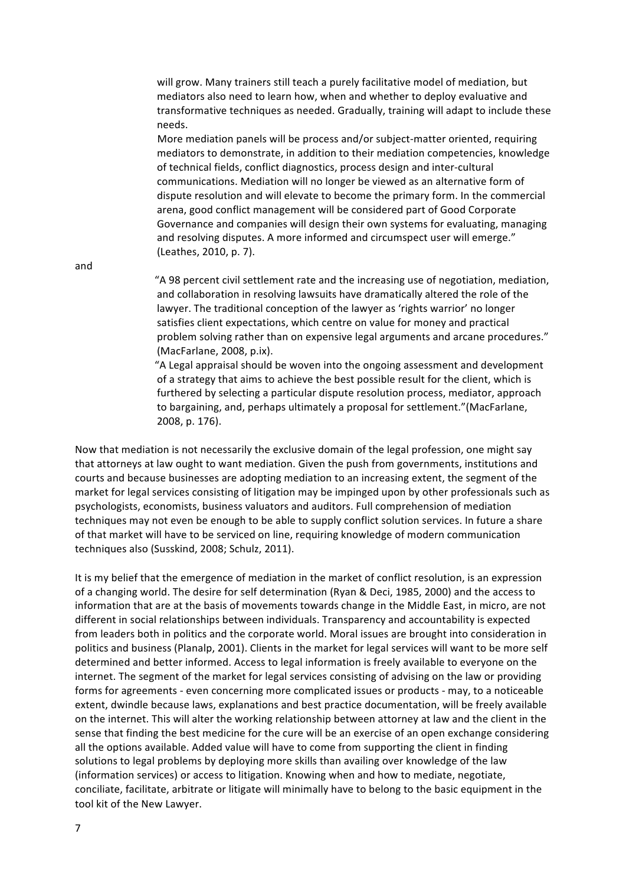> will grow. Many trainers still teach a purely facilitative model of mediation, but mediators also need to learn how, when and whether to deploy evaluative and transformative techniques as needed. Gradually, training will adapt to include these needs.
>
> More mediation panels will be process and/or subject-matter oriented, requiring mediators to demonstrate, in addition to their mediation competencies, knowledge of technical fields, conflict diagnostics, process design and inter-cultural communications. Mediation will no longer be viewed as an alternative form of dispute resolution and will elevate to become the primary form. In the commercial arena, good conflict management will be considered part of Good Corporate Governance and companies will design their own systems for evaluating, managing and resolving disputes. A more informed and circumspect user will emerge." (Leathes, 2010, p. 7).

and

> "A 98 percent civil settlement rate and the increasing use of negotiation, mediation, and collaboration in resolving lawsuits have dramatically altered the role of the lawyer. The traditional conception of the lawyer as 'rights warrior' no longer satisfies client expectations, which centre on value for money and practical problem solving rather than on expensive legal arguments and arcane procedures." (MacFarlane, 2008, p.ix).
>
> "A Legal appraisal should be woven into the ongoing assessment and development of a strategy that aims to achieve the best possible result for the client, which is furthered by selecting a particular dispute resolution process, mediator, approach to bargaining, and, perhaps ultimately a proposal for settlement."(MacFarlane, 2008, p. 176).

Now that mediation is not necessarily the exclusive domain of the legal profession, one might say that attorneys at law ought to want mediation. Given the push from governments, institutions and courts and because businesses are adopting mediation to an increasing extent, the segment of the market for legal services consisting of litigation may be impinged upon by other professionals such as psychologists, economists, business valuators and auditors. Full comprehension of mediation techniques may not even be enough to be able to supply conflict solution services. In future a share of that market will have to be serviced on line, requiring knowledge of modern communication techniques also (Susskind, 2008; Schulz, 2011).

It is my belief that the emergence of mediation in the market of conflict resolution, is an expression of a changing world. The desire for self determination (Ryan & Deci, 1985, 2000) and the access to information that are at the basis of movements towards change in the Middle East, in micro, are not different in social relationships between individuals. Transparency and accountability is expected from leaders both in politics and the corporate world. Moral issues are brought into consideration in politics and business (Planalp, 2001). Clients in the market for legal services will want to be more self determined and better informed. Access to legal information is freely available to everyone on the internet. The segment of the market for legal services consisting of advising on the law or providing forms for agreements - even concerning more complicated issues or products - may, to a noticeable extent, dwindle because laws, explanations and best practice documentation, will be freely available on the internet. This will alter the working relationship between attorney at law and the client in the sense that finding the best medicine for the cure will be an exercise of an open exchange considering all the options available. Added value will have to come from supporting the client in finding solutions to legal problems by deploying more skills than availing over knowledge of the law (information services) or access to litigation. Knowing when and how to mediate, negotiate, conciliate, facilitate, arbitrate or litigate will minimally have to belong to the basic equipment in the tool kit of the New Lawyer.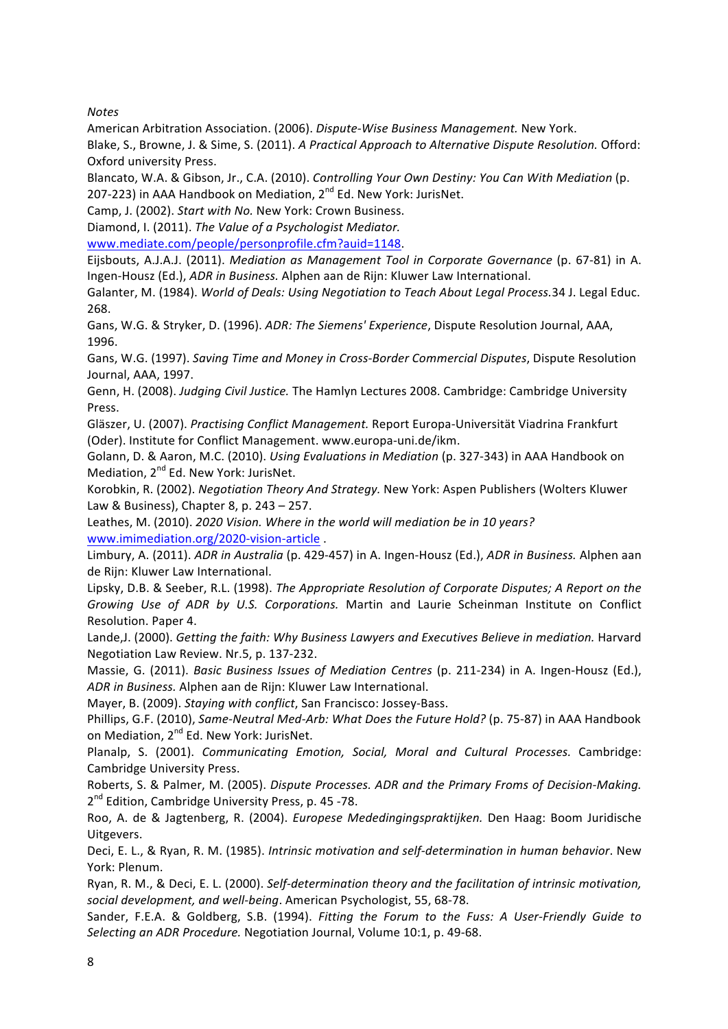*Notes*

American Arbitration Association. (2006). *Dispute-Wise Business Management.* New York.

Blake, S., Browne, J. & Sime, S. (2011). *A Practical Approach to Alternative Dispute Resolution.* Offord: Oxford university Press.

Blancato, W.A. & Gibson, Jr., C.A. (2010). *Controlling Your Own Destiny: You Can With Mediation* (p. 207-223) in AAA Handbook on Mediation, 2nd Ed. New York: JurisNet.

Camp, J. (2002). *Start with No.* New York: Crown Business.

Diamond, I. (2011). *The Value of a Psychologist Mediator.* www.mediate.com/people/personprofile.cfm?auid=1148.

Eijsbouts, A.J.A.J. (2011). *Mediation as Management Tool in Corporate Governance* (p. 67-81) in A. Ingen-Housz (Ed.), *ADR in Business.* Alphen aan de Rijn: Kluwer Law International.

Galanter, M. (1984). *World of Deals: Using Negotiation to Teach About Legal Process.* 34 J. Legal Educ. 268.

Gans, W.G. & Stryker, D. (1996). *ADR: The Siemens' Experience*, Dispute Resolution Journal, AAA, 1996.

Gans, W.G. (1997). *Saving Time and Money in Cross-Border Commercial Disputes*, Dispute Resolution Journal, AAA, 1997.

Genn, H. (2008). *Judging Civil Justice.* The Hamlyn Lectures 2008. Cambridge: Cambridge University Press.

Gläszer, U. (2007). *Practising Conflict Management.* Report Europa-Universität Viadrina Frankfurt (Oder). Institute for Conflict Management. www.europa-uni.de/ikm.

Golann, D. & Aaron, M.C. (2010). *Using Evaluations in Mediation* (p. 327-343) in AAA Handbook on Mediation, 2nd Ed. New York: JurisNet.

Korobkin, R. (2002). *Negotiation Theory And Strategy.* New York: Aspen Publishers (Wolters Kluwer Law & Business), Chapter 8, p. 243 – 257.

Leathes, M. (2010). *2020 Vision. Where in the world will mediation be in 10 years?* www.imimediation.org/2020-vision-article .

Limbury, A. (2011). *ADR in Australia* (p. 429-457) in A. Ingen-Housz (Ed.), *ADR in Business.* Alphen aan de Rijn: Kluwer Law International.

Lipsky, D.B. & Seeber, R.L. (1998). *The Appropriate Resolution of Corporate Disputes; A Report on the Growing Use of ADR by U.S. Corporations.* Martin and Laurie Scheinman Institute on Conflict Resolution. Paper 4.

Lande,J. (2000). *Getting the faith: Why Business Lawyers and Executives Believe in mediation.* Harvard Negotiation Law Review. Nr.5, p. 137-232.

Massie, G. (2011). *Basic Business Issues of Mediation Centres* (p. 211-234) in A. Ingen-Housz (Ed.), *ADR in Business.* Alphen aan de Rijn: Kluwer Law International.

Mayer, B. (2009). *Staying with conflict*, San Francisco: Jossey-Bass.

Phillips, G.F. (2010), *Same-Neutral Med-Arb: What Does the Future Hold?* (p. 75-87) in AAA Handbook on Mediation, 2nd Ed. New York: JurisNet.

Planalp, S. (2001). *Communicating Emotion, Social, Moral and Cultural Processes.* Cambridge: Cambridge University Press.

Roberts, S. & Palmer, M. (2005). *Dispute Processes. ADR and the Primary Froms of Decision-Making.* 2nd Edition, Cambridge University Press, p. 45 -78.

Roo, A. de & Jagtenberg, R. (2004). *Europese Mededingingspraktijken.* Den Haag: Boom Juridische Uitgevers.

Deci, E. L., & Ryan, R. M. (1985). *Intrinsic motivation and self-determination in human behavior*. New York: Plenum.

Ryan, R. M., & Deci, E. L. (2000). *Self-determination theory and the facilitation of intrinsic motivation, social development, and well-being*. American Psychologist, 55, 68-78.

Sander, F.E.A. & Goldberg, S.B. (1994). *Fitting the Forum to the Fuss: A User-Friendly Guide to Selecting an ADR Procedure.* Negotiation Journal, Volume 10:1, p. 49-68.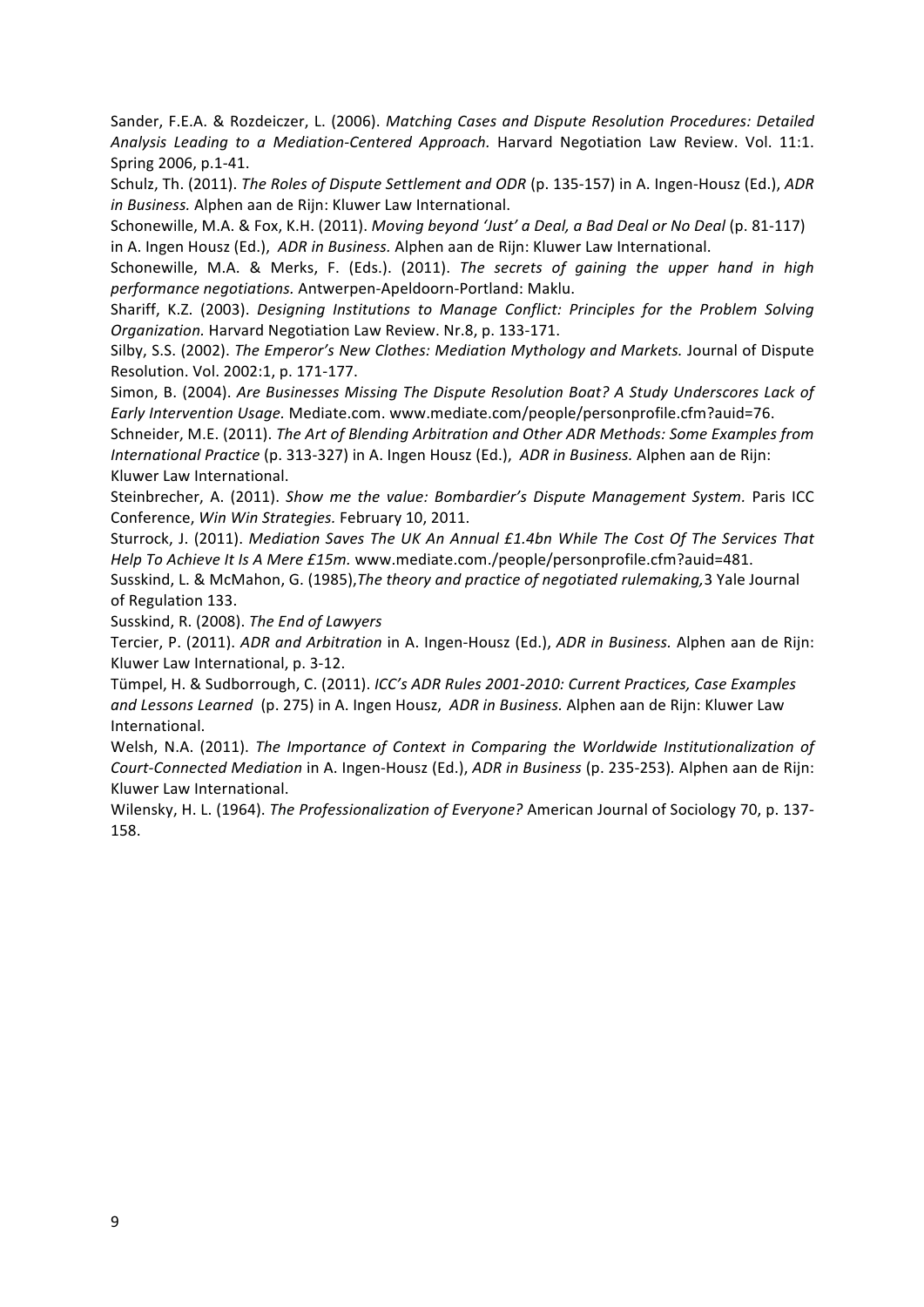Sander, F.E.A. & Rozdeiczer, L. (2006). *Matching Cases and Dispute Resolution Procedures: Detailed Analysis Leading to a Mediation-Centered Approach.* Harvard Negotiation Law Review. Vol. 11:1. Spring 2006, p.1-41.

Schulz, Th. (2011). *The Roles of Dispute Settlement and ODR* (p. 135-157) in A. Ingen-Housz (Ed.), *ADR in Business.* Alphen aan de Rijn: Kluwer Law International.

Schonewille, M.A. & Fox, K.H. (2011). *Moving beyond 'Just' a Deal, a Bad Deal or No Deal* (p. 81-117) in A. Ingen Housz (Ed.), *ADR in Business.* Alphen aan de Rijn: Kluwer Law International.

Schonewille, M.A. & Merks, F. (Eds.). (2011). *The secrets of gaining the upper hand in high performance negotiations.* Antwerpen-Apeldoorn-Portland: Maklu.

Shariff, K.Z. (2003). *Designing Institutions to Manage Conflict: Principles for the Problem Solving Organization.* Harvard Negotiation Law Review. Nr.8, p. 133-171.

Silby, S.S. (2002). *The Emperor's New Clothes: Mediation Mythology and Markets.* Journal of Dispute Resolution. Vol. 2002:1, p. 171-177.

Simon, B. (2004). *Are Businesses Missing The Dispute Resolution Boat? A Study Underscores Lack of Early Intervention Usage.* Mediate.com. www.mediate.com/people/personprofile.cfm?auid=76.

Schneider, M.E. (2011). *The Art of Blending Arbitration and Other ADR Methods: Some Examples from International Practice* (p. 313-327) in A. Ingen Housz (Ed.), *ADR in Business.* Alphen aan de Rijn: Kluwer Law International.

Steinbrecher, A. (2011). *Show me the value: Bombardier's Dispute Management System.* Paris ICC Conference, *Win Win Strategies.* February 10, 2011.

Sturrock, J. (2011). *Mediation Saves The UK An Annual £1.4bn While The Cost Of The Services That Help To Achieve It Is A Mere £15m.* www.mediate.com./people/personprofile.cfm?auid=481.

Susskind, L. & McMahon, G. (1985),*The theory and practice of negotiated rulemaking,*3 Yale Journal of Regulation 133.

Susskind, R. (2008). *The End of Lawyers*

Tercier, P. (2011). *ADR and Arbitration* in A. Ingen-Housz (Ed.), *ADR in Business.* Alphen aan de Rijn: Kluwer Law International, p. 3-12.

Tümpel, H. & Sudborrough, C. (2011). *ICC's ADR Rules 2001-2010: Current Practices, Case Examples and Lessons Learned* (p. 275) in A. Ingen Housz, *ADR in Business.* Alphen aan de Rijn: Kluwer Law International.

Welsh, N.A. (2011). *The Importance of Context in Comparing the Worldwide Institutionalization of Court-Connected Mediation* in A. Ingen-Housz (Ed.), *ADR in Business* (p. 235-253). Alphen aan de Rijn: Kluwer Law International.

Wilensky, H. L. (1964). *The Professionalization of Everyone?* American Journal of Sociology 70, p. 137-158.